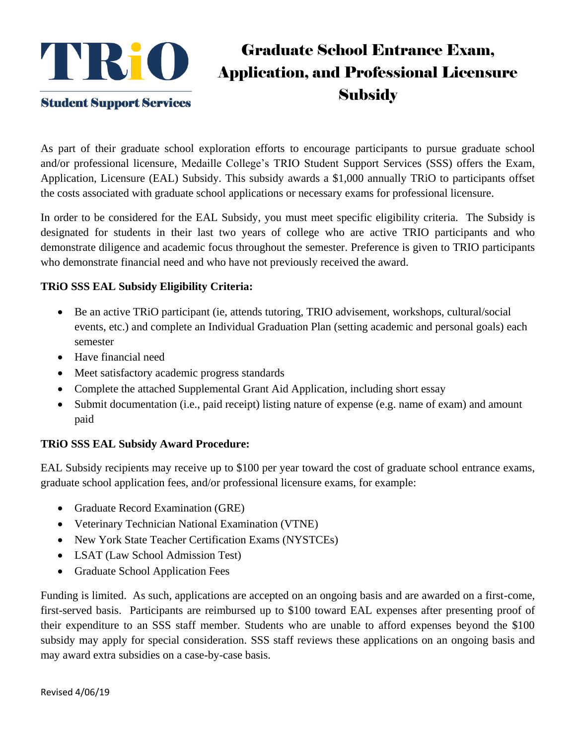# TRiO

**Student Support Services**

# Graduate School Entrance Exam, Application, and Professional Licensure Subsidy

As part of their graduate school exploration efforts to encourage participants to pursue graduate school and/or professional licensure, Medaille College's TRIO Student Support Services (SSS) offers the Exam, Application, Licensure (EAL) Subsidy. This subsidy awards a $1,000 annually TRiO to participants offset the costs associated with graduate school applications or necessary exams for professional licensure.

In order to be considered for the EAL Subsidy, you must meet specific eligibility criteria. The Subsidy is designated for students in their last two years of college who are active TRIO participants and who demonstrate diligence and academic focus throughout the semester. Preference is given to TRIO participants who demonstrate financial need and who have not previously received the award.

**TRiO SSS EAL Subsidy Eligibility Criteria:**

- Be an active TRiO participant (ie, attends tutoring, TRIO advisement, workshops, cultural/social events, etc.) and complete an Individual Graduation Plan (setting academic and personal goals) each semester
- Have financial need
- Meet satisfactory academic progress standards
- Complete the attached Supplemental Grant Aid Application, including short essay
- Submit documentation (i.e., paid receipt) listing nature of expense (e.g. name of exam) and amount paid

**TRiO SSS EAL Subsidy Award Procedure:**

EAL Subsidy recipients may receive up to $100 per year toward the cost of graduate school entrance exams, graduate school application fees, and/or professional licensure exams, for example:

- Graduate Record Examination (GRE)
- Veterinary Technician National Examination (VTNE)
- New York State Teacher Certification Exams (NYSTCEs)
- LSAT (Law School Admission Test)
- Graduate School Application Fees

Funding is limited. As such, applications are accepted on an ongoing basis and are awarded on a first-come, first-served basis. Participants are reimbursed up to $100 toward EAL expenses after presenting proof of their expenditure to an SSS staff member. Students who are unable to afford expenses beyond the $100 subsidy may apply for special consideration. SSS staff reviews these applications on an ongoing basis and may award extra subsidies on a case-by-case basis.

Revised 4/06/19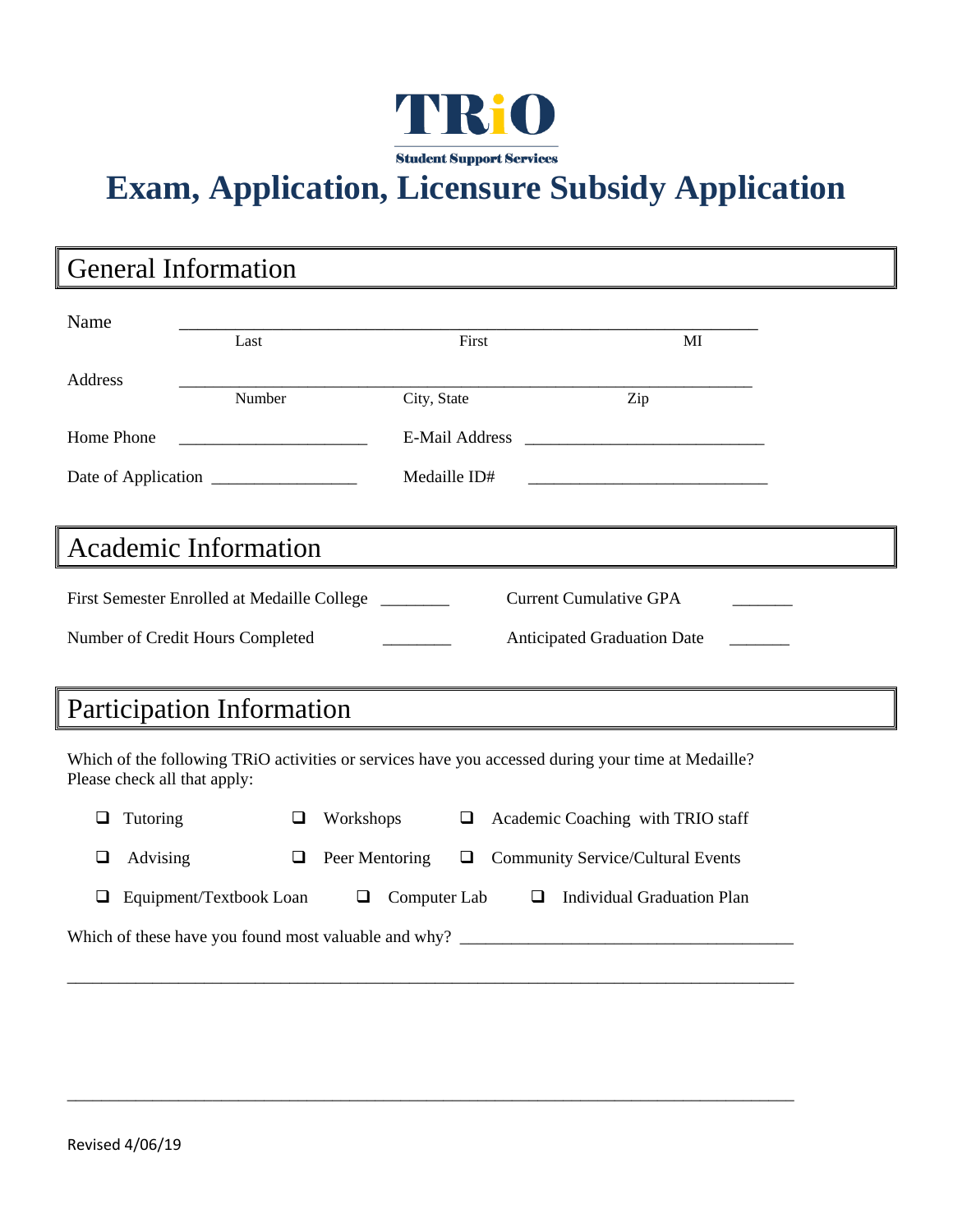TRiO

Student Support Services

# Exam, Application, Licensure Subsidy Application

## General Information

Name ____________________________________________________________
Last First MI

Address ____________________________________________________________
Number City, State Zip

Home Phone ______________________ E-Mail Address ____________________________

Date of Application _________________ Medaille ID# ____________________________

## Academic Information

First Semester Enrolled at Medaille College ________ Current Cumulative GPA _______

Number of Credit Hours Completed ________ Anticipated Graduation Date _______

## Participation Information

Which of the following TRiO activities or services have you accessed during your time at Medaille? Please check all that apply:

- ❑ Tutoring
- ❑ Workshops
- ❑ Academic Coaching with TRIO staff
- ❑ Advising
- ❑ Peer Mentoring
- ❑ Community Service/Cultural Events
- ❑ Equipment/Textbook Loan
- ❑ Computer Lab
- ❑ Individual Graduation Plan

Which of these have you found most valuable and why? _______________________________________

___________________________________________________________________________________

___________________________________________________________________________________

Revised 4/06/19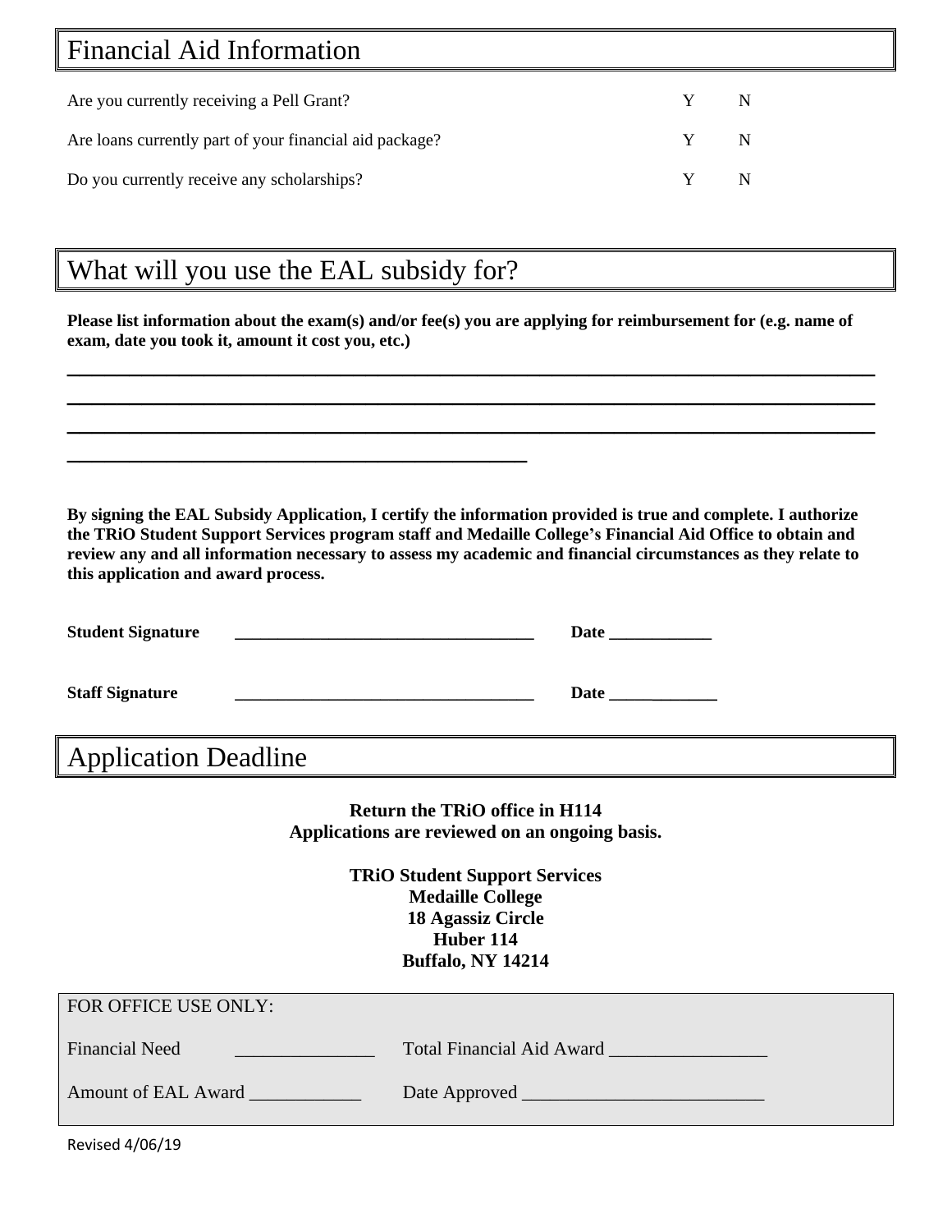## Financial Aid Information

| | | |
|---|---|---|
| Are you currently receiving a Pell Grant? | Y | N |
| Are loans currently part of your financial aid package? | Y | N |
| Do you currently receive any scholarships? | Y | N |

## What will you use the EAL subsidy for?

**Please list information about the exam(s) and/or fee(s) you are applying for reimbursement for (e.g. name of exam, date you took it, amount it cost you, etc.)**

________________________________________________________________________________

________________________________________________________________________________

________________________________________________________________________________

_____________________________________________

**By signing the EAL Subsidy Application, I certify the information provided is true and complete. I authorize the TRiO Student Support Services program staff and Medaille College's Financial Aid Office to obtain and review any and all information necessary to assess my academic and financial circumstances as they relate to this application and award process.**

**Student Signature** ___________________________________ **Date** ____________

**Staff Signature** ___________________________________ **Date** _____________

## Application Deadline

**Return the TRiO office in H114**
**Applications are reviewed on an ongoing basis.**

**TRiO Student Support Services**
**Medaille College**
**18 Agassiz Circle**
**Huber 114**
**Buffalo, NY 14214**

FOR OFFICE USE ONLY:

Financial Need _______________ Total Financial Aid Award _________________

Amount of EAL Award ____________ Date Approved __________________________

Revised 4/06/19